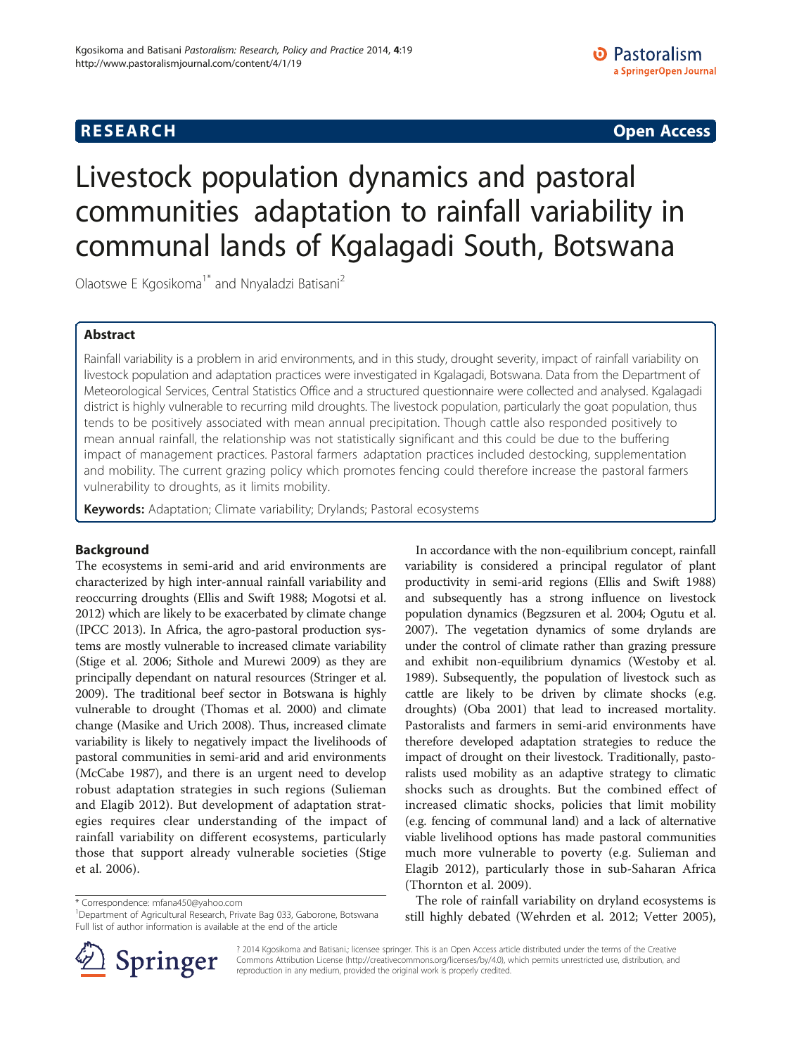RESEARCH Open Access

# Livestock population dynamics and pastoral communities adaptation to rainfall variability in communal lands of Kgalagadi South, Botswana

Olaotswe E Kgosikoma[1*] and Nnyaladzi Batisani[2]

## Abstract

Rainfall variability is a problem in arid environments, and in this study, drought severity, impact of rainfall variability on livestock population and adaptation practices were investigated in Kgalagadi, Botswana. Data from the Department of Meteorological Services, Central Statistics Office and a structured questionnaire were collected and analysed. Kgalagadi district is highly vulnerable to recurring mild droughts. The livestock population, particularly the goat population, thus tends to be positively associated with mean annual precipitation. Though cattle also responded positively to mean annual rainfall, the relationship was not statistically significant and this could be due to the buffering impact of management practices. Pastoral farmers adaptation practices included destocking, supplementation and mobility. The current grazing policy which promotes fencing could therefore increase the pastoral farmers vulnerability to droughts, as it limits mobility.

**Keywords:** Adaptation; Climate variability; Drylands; Pastoral ecosystems

## Background

The ecosystems in semi-arid and arid environments are characterized by high inter-annual rainfall variability and reoccurring droughts (Ellis and Swift 1988; Mogotsi et al. 2012) which are likely to be exacerbated by climate change (IPCC 2013). In Africa, the agro-pastoral production systems are mostly vulnerable to increased climate variability (Stige et al. 2006; Sithole and Murewi 2009) as they are principally dependant on natural resources (Stringer et al. 2009). The traditional beef sector in Botswana is highly vulnerable to drought (Thomas et al. 2000) and climate change (Masike and Urich 2008). Thus, increased climate variability is likely to negatively impact the livelihoods of pastoral communities in semi-arid and arid environments (McCabe 1987), and there is an urgent need to develop robust adaptation strategies in such regions (Sulieman and Elagib 2012). But development of adaptation strategies requires clear understanding of the impact of rainfall variability on different ecosystems, particularly those that support already vulnerable societies (Stige et al. 2006).

In accordance with the non-equilibrium concept, rainfall variability is considered a principal regulator of plant productivity in semi-arid regions (Ellis and Swift 1988) and subsequently has a strong influence on livestock population dynamics (Begzsuren et al. 2004; Ogutu et al. 2007). The vegetation dynamics of some drylands are under the control of climate rather than grazing pressure and exhibit non-equilibrium dynamics (Westoby et al. 1989). Subsequently, the population of livestock such as cattle are likely to be driven by climate shocks (e.g. droughts) (Oba 2001) that lead to increased mortality. Pastoralists and farmers in semi-arid environments have therefore developed adaptation strategies to reduce the impact of drought on their livestock. Traditionally, pastoralists used mobility as an adaptive strategy to climatic shocks such as droughts. But the combined effect of increased climatic shocks, policies that limit mobility (e.g. fencing of communal land) and a lack of alternative viable livelihood options has made pastoral communities much more vulnerable to poverty (e.g. Sulieman and Elagib 2012), particularly those in sub-Saharan Africa (Thornton et al. 2009).

The role of rainfall variability on dryland ecosystems is still highly debated (Wehrden et al. 2012; Vetter 2005),

* Correspondence: mfana450@yahoo.com
[1]Department of Agricultural Research, Private Bag 033, Gaborone, Botswana
Full list of author information is available at the end of the article

? 2014 Kgosikoma and Batisani.; licensee springer. This is an Open Access article distributed under the terms of the Creative Commons Attribution License (http://creativecommons.org/licenses/by/4.0), which permits unrestricted use, distribution, and reproduction in any medium, provided the original work is properly credited.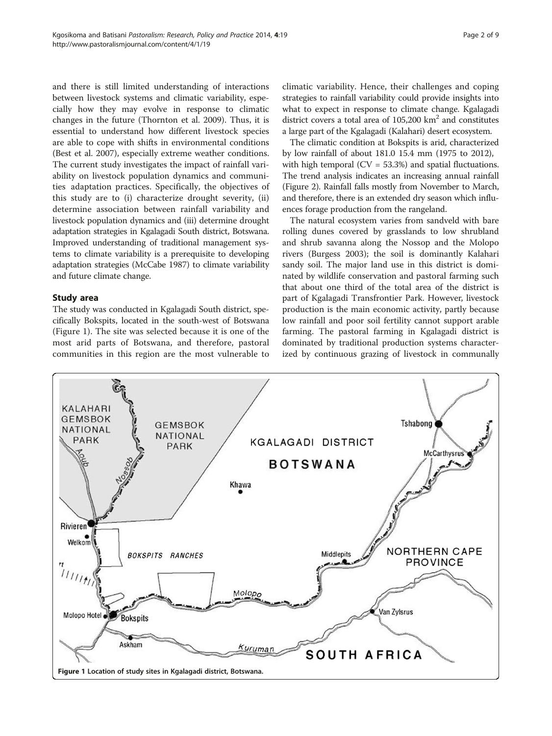and there is still limited understanding of interactions between livestock systems and climatic variability, especially how they may evolve in response to climatic changes in the future (Thornton et al. 2009). Thus, it is essential to understand how different livestock species are able to cope with shifts in environmental conditions (Best et al. 2007), especially extreme weather conditions. The current study investigates the impact of rainfall variability on livestock population dynamics and communities adaptation practices. Specifically, the objectives of this study are to (i) characterize drought severity, (ii) determine association between rainfall variability and livestock population dynamics and (iii) determine drought adaptation strategies in Kgalagadi South district, Botswana. Improved understanding of traditional management systems to climate variability is a prerequisite to developing adaptation strategies (McCabe 1987) to climate variability and future climate change.

## Study area

The study was conducted in Kgalagadi South district, specifically Bokspits, located in the south-west of Botswana (Figure 1). The site was selected because it is one of the most arid parts of Botswana, and therefore, pastoral communities in this region are the most vulnerable to climatic variability. Hence, their challenges and coping strategies to rainfall variability could provide insights into what to expect in response to climate change. Kgalagadi district covers a total area of 105,200 $km^2$ and constitutes a large part of the Kgalagadi (Kalahari) desert ecosystem.

The climatic condition at Bokspits is arid, characterized by low rainfall of about 181.0 15.4 mm (1975 to 2012), with high temporal (CV = 53.3%) and spatial fluctuations. The trend analysis indicates an increasing annual rainfall (Figure 2). Rainfall falls mostly from November to March, and therefore, there is an extended dry season which influences forage production from the rangeland.

The natural ecosystem varies from sandveld with bare rolling dunes covered by grasslands to low shrubland and shrub savanna along the Nossop and the Molopo rivers (Burgess 2003); the soil is dominantly Kalahari sandy soil. The major land use in this district is dominated by wildlife conservation and pastoral farming such that about one third of the total area of the district is part of Kgalagadi Transfrontier Park. However, livestock production is the main economic activity, partly because low rainfall and poor soil fertility cannot support arable farming. The pastoral farming in Kgalagadi district is dominated by traditional production systems characterized by continuous grazing of livestock in communally

**Figure 1** Location of study sites in Kgalagadi district, Botswana.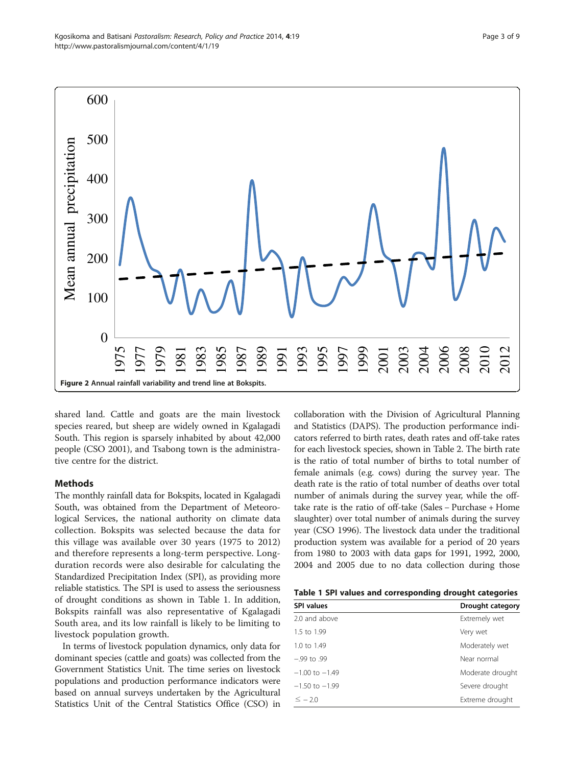Figure 2 Annual rainfall variability and trend line at Bokspits.

shared land. Cattle and goats are the main livestock species reared, but sheep are widely owned in Kgalagadi South. This region is sparsely inhabited by about 42,000 people (CSO 2001), and Tsabong town is the administrative centre for the district.

## Methods

The monthly rainfall data for Bokspits, located in Kgalagadi South, was obtained from the Department of Meteorological Services, the national authority on climate data collection. Bokspits was selected because the data for this village was available over 30 years (1975 to 2012) and therefore represents a long-term perspective. Long-duration records were also desirable for calculating the Standardized Precipitation Index (SPI), as providing more reliable statistics. The SPI is used to assess the seriousness of drought conditions as shown in Table 1. In addition, Bokspits rainfall was also representative of Kgalagadi South area, and its low rainfall is likely to be limiting to livestock population growth.

In terms of livestock population dynamics, only data for dominant species (cattle and goats) was collected from the Government Statistics Unit. The time series on livestock populations and production performance indicators were based on annual surveys undertaken by the Agricultural Statistics Unit of the Central Statistics Office (CSO) in collaboration with the Division of Agricultural Planning and Statistics (DAPS). The production performance indicators referred to birth rates, death rates and off-take rates for each livestock species, shown in Table 2. The birth rate is the ratio of total number of births to total number of female animals (e.g. cows) during the survey year. The death rate is the ratio of total number of deaths over total number of animals during the survey year, while the off-take rate is the ratio of off-take (Sales – Purchase + Home slaughter) over total number of animals during the survey year (CSO 1996). The livestock data under the traditional production system was available for a period of 20 years from 1980 to 2003 with data gaps for 1991, 1992, 2000, 2004 and 2005 due to no data collection during those

**Table 1 SPI values and corresponding drought categories**

| SPI values | Drought category |
|---|---|
| 2.0 and above | Extremely wet |
| 1.5 to 1.99 | Very wet |
| 1.0 to 1.49 | Moderately wet |
| −.99 to .99 | Near normal |
| −1.00 to −1.49 | Moderate drought |
| −1.50 to −1.99 | Severe drought |
| ≤ − 2.0 | Extreme drought |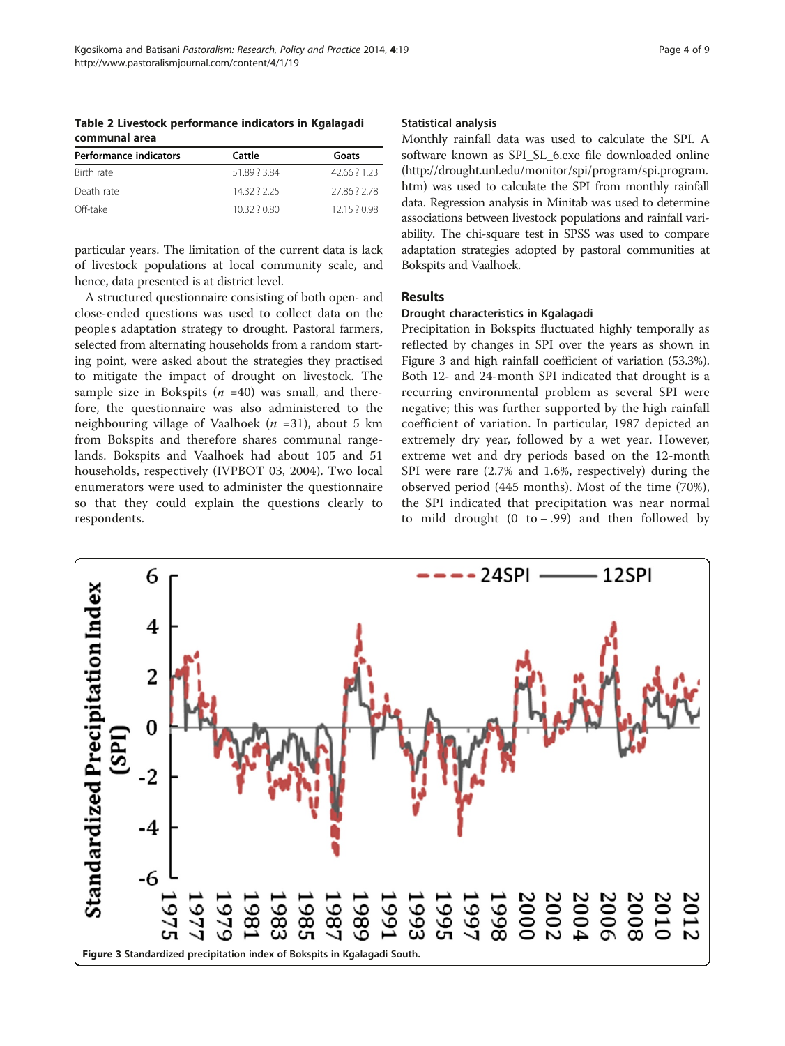**Table 2 Livestock performance indicators in Kgalagadi communal area**

| Performance indicators | Cattle | Goats |
|---|---|---|
| Birth rate | 51.89 ? 3.84 | 42.66 ? 1.23 |
| Death rate | 14.32 ? 2.25 | 27.86 ? 2.78 |
| Off-take | 10.32 ? 0.80 | 12.15 ? 0.98 |

particular years. The limitation of the current data is lack of livestock populations at local community scale, and hence, data presented is at district level.

A structured questionnaire consisting of both open- and close-ended questions was used to collect data on the peoples adaptation strategy to drought. Pastoral farmers, selected from alternating households from a random starting point, were asked about the strategies they practised to mitigate the impact of drought on livestock. The sample size in Bokspits ($n$ =40) was small, and therefore, the questionnaire was also administered to the neighbouring village of Vaalhoek ($n$ =31), about 5 km from Bokspits and therefore shares communal rangelands. Bokspits and Vaalhoek had about 105 and 51 households, respectively (IVPBOT 03, 2004). Two local enumerators were used to administer the questionnaire so that they could explain the questions clearly to respondents.

### Statistical analysis

Monthly rainfall data was used to calculate the SPI. A software known as SPI_SL_6.exe file downloaded online (http://drought.unl.edu/monitor/spi/program/spi.program.htm) was used to calculate the SPI from monthly rainfall data. Regression analysis in Minitab was used to determine associations between livestock populations and rainfall variability. The chi-square test in SPSS was used to compare adaptation strategies adopted by pastoral communities at Bokspits and Vaalhoek.

## Results

### Drought characteristics in Kgalagadi

Precipitation in Bokspits fluctuated highly temporally as reflected by changes in SPI over the years as shown in Figure 3 and high rainfall coefficient of variation (53.3%). Both 12- and 24-month SPI indicated that drought is a recurring environmental problem as several SPI were negative; this was further supported by the high rainfall coefficient of variation. In particular, 1987 depicted an extremely dry year, followed by a wet year. However, extreme wet and dry periods based on the 12-month SPI were rare (2.7% and 1.6%, respectively) during the observed period (445 months). Most of the time (70%), the SPI indicated that precipitation was near normal to mild drought (0 to − .99) and then followed by

**Figure 3** Standardized precipitation index of Bokspits in Kgalagadi South.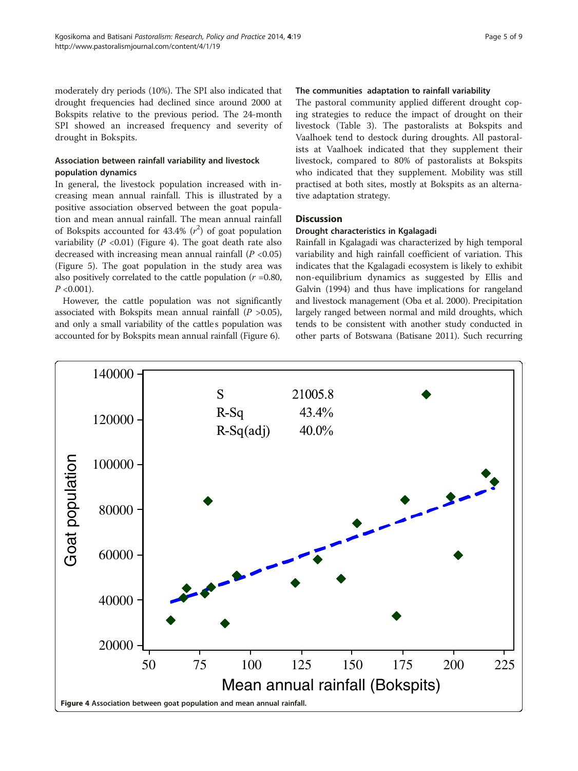moderately dry periods (10%). The SPI also indicated that drought frequencies had declined since around 2000 at Bokspits relative to the previous period. The 24-month SPI showed an increased frequency and severity of drought in Bokspits.

### Association between rainfall variability and livestock population dynamics

In general, the livestock population increased with increasing mean annual rainfall. This is illustrated by a positive association observed between the goat population and mean annual rainfall. The mean annual rainfall of Bokspits accounted for 43.4% ($r^2$) of goat population variability ($P$ <0.01) (Figure 4). The goat death rate also decreased with increasing mean annual rainfall ($P$ <0.05) (Figure 5). The goat population in the study area was also positively correlated to the cattle population ($r$ =0.80, $P$ <0.001).

However, the cattle population was not significantly associated with Bokspits mean annual rainfall ($P$ >0.05), and only a small variability of the cattle s population was accounted for by Bokspits mean annual rainfall (Figure 6).

### The communities adaptation to rainfall variability

The pastoral community applied different drought coping strategies to reduce the impact of drought on their livestock (Table 3). The pastoralists at Bokspits and Vaalhoek tend to destock during droughts. All pastoralists at Vaalhoek indicated that they supplement their livestock, compared to 80% of pastoralists at Bokspits who indicated that they supplement. Mobility was still practised at both sites, mostly at Bokspits as an alternative adaptation strategy.

## Discussion

### Drought characteristics in Kgalagadi

Rainfall in Kgalagadi was characterized by high temporal variability and high rainfall coefficient of variation. This indicates that the Kgalagadi ecosystem is likely to exhibit non-equilibrium dynamics as suggested by Ellis and Galvin (1994) and thus have implications for rangeland and livestock management (Oba et al. 2000). Precipitation largely ranged between normal and mild droughts, which tends to be consistent with another study conducted in other parts of Botswana (Batisane 2011). Such recurring

**Figure 4 Association between goat population and mean annual rainfall.**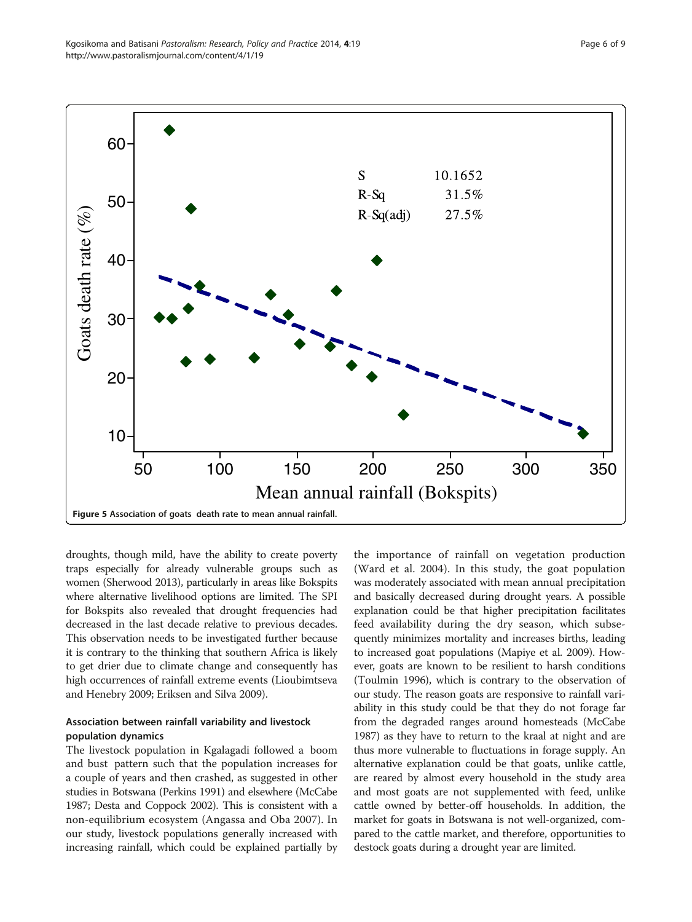Figure 5 Association of goats death rate to mean annual rainfall.

droughts, though mild, have the ability to create poverty traps especially for already vulnerable groups such as women (Sherwood 2013), particularly in areas like Bokspits where alternative livelihood options are limited. The SPI for Bokspits also revealed that drought frequencies had decreased in the last decade relative to previous decades. This observation needs to be investigated further because it is contrary to the thinking that southern Africa is likely to get drier due to climate change and consequently has high occurrences of rainfall extreme events (Lioubimtseva and Henebry 2009; Eriksen and Silva 2009).

### Association between rainfall variability and livestock population dynamics

The livestock population in Kgalagadi followed a boom and bust pattern such that the population increases for a couple of years and then crashed, as suggested in other studies in Botswana (Perkins 1991) and elsewhere (McCabe 1987; Desta and Coppock 2002). This is consistent with a non-equilibrium ecosystem (Angassa and Oba 2007). In our study, livestock populations generally increased with increasing rainfall, which could be explained partially by the importance of rainfall on vegetation production (Ward et al. 2004). In this study, the goat population was moderately associated with mean annual precipitation and basically decreased during drought years. A possible explanation could be that higher precipitation facilitates feed availability during the dry season, which subsequently minimizes mortality and increases births, leading to increased goat populations (Mapiye et al. 2009). However, goats are known to be resilient to harsh conditions (Toulmin 1996), which is contrary to the observation of our study. The reason goats are responsive to rainfall variability in this study could be that they do not forage far from the degraded ranges around homesteads (McCabe 1987) as they have to return to the kraal at night and are thus more vulnerable to fluctuations in forage supply. An alternative explanation could be that goats, unlike cattle, are reared by almost every household in the study area and most goats are not supplemented with feed, unlike cattle owned by better-off households. In addition, the market for goats in Botswana is not well-organized, compared to the cattle market, and therefore, opportunities to destock goats during a drought year are limited.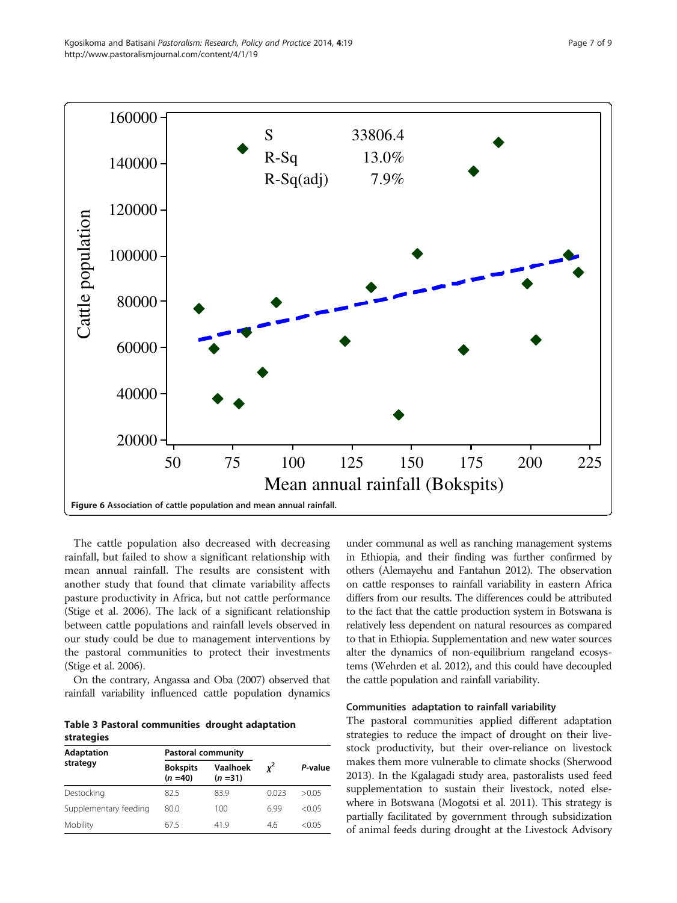Figure 6 Association of cattle population and mean annual rainfall.

The cattle population also decreased with decreasing rainfall, but failed to show a significant relationship with mean annual rainfall. The results are consistent with another study that found that climate variability affects pasture productivity in Africa, but not cattle performance (Stige et al. 2006). The lack of a significant relationship between cattle populations and rainfall levels observed in our study could be due to management interventions by the pastoral communities to protect their investments (Stige et al. 2006).

On the contrary, Angassa and Oba (2007) observed that rainfall variability influenced cattle population dynamics under communal as well as ranching management systems in Ethiopia, and their finding was further confirmed by others (Alemayehu and Fantahun 2012). The observation on cattle responses to rainfall variability in eastern Africa differs from our results. The differences could be attributed to the fact that the cattle production system in Botswana is relatively less dependent on natural resources as compared to that in Ethiopia. Supplementation and new water sources alter the dynamics of non-equilibrium rangeland ecosystems (Wehrden et al. 2012), and this could have decoupled the cattle population and rainfall variability.

**Table 3 Pastoral communities drought adaptation strategies**

| Adaptation strategy | Pastoral community | | $\chi^2$ | *P*-value |
|---|---|---|---|---|
| | Bokspits ($n$ =40) | Vaalhoek ($n$ =31) | | |
| Destocking | 82.5 | 83.9 | 0.023 | >0.05 |
| Supplementary feeding | 80.0 | 100 | 6.99 | <0.05 |
| Mobility | 67.5 | 41.9 | 4.6 | <0.05 |

### Communities adaptation to rainfall variability

The pastoral communities applied different adaptation strategies to reduce the impact of drought on their livestock productivity, but their over-reliance on livestock makes them more vulnerable to climate shocks (Sherwood 2013). In the Kgalagadi study area, pastoralists used feed supplementation to sustain their livestock, noted elsewhere in Botswana (Mogotsi et al. 2011). This strategy is partially facilitated by government through subsidization of animal feeds during drought at the Livestock Advisory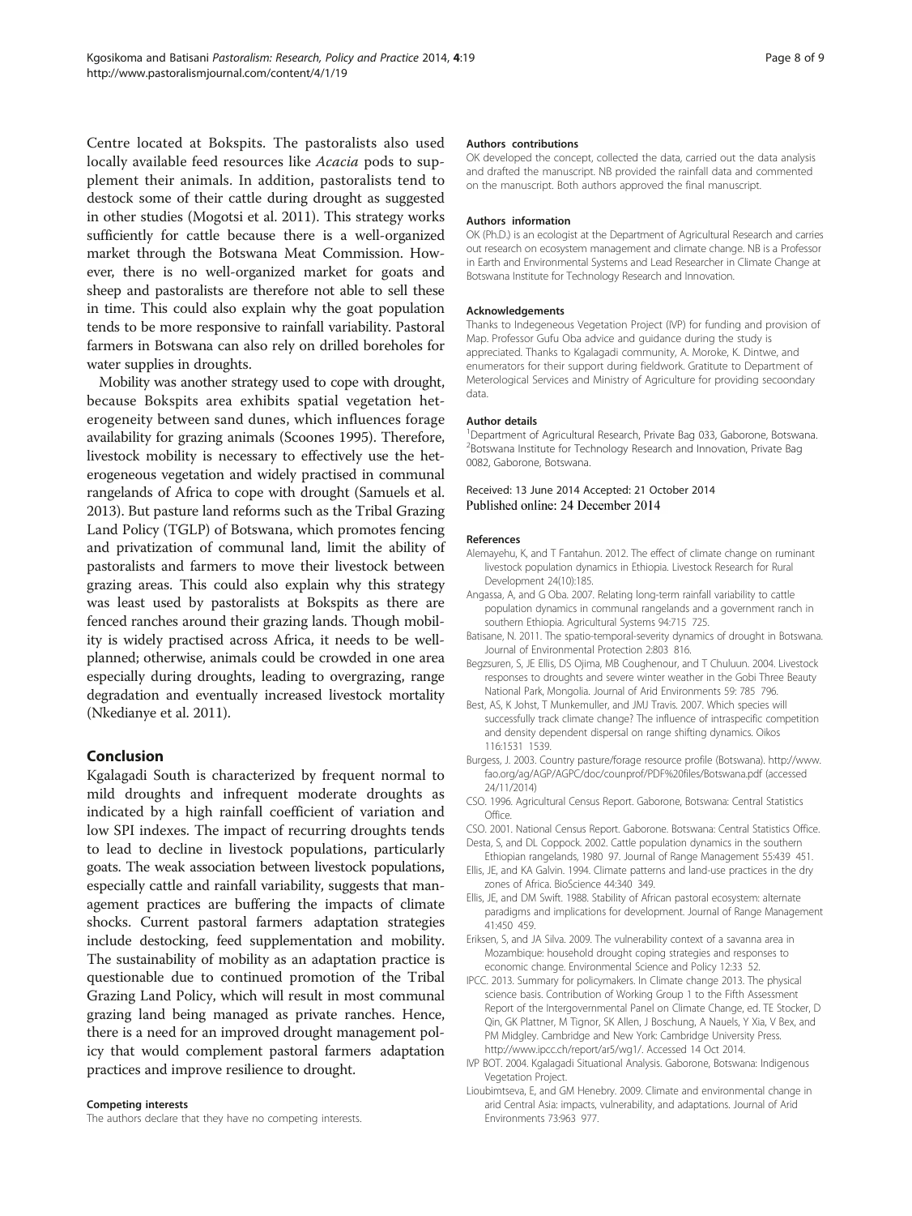Centre located at Bokspits. The pastoralists also used locally available feed resources like *Acacia* pods to supplement their animals. In addition, pastoralists tend to destock some of their cattle during drought as suggested in other studies (Mogotsi et al. 2011). This strategy works sufficiently for cattle because there is a well-organized market through the Botswana Meat Commission. However, there is no well-organized market for goats and sheep and pastoralists are therefore not able to sell these in time. This could also explain why the goat population tends to be more responsive to rainfall variability. Pastoral farmers in Botswana can also rely on drilled boreholes for water supplies in droughts.

Mobility was another strategy used to cope with drought, because Bokspits area exhibits spatial vegetation heterogeneity between sand dunes, which influences forage availability for grazing animals (Scoones 1995). Therefore, livestock mobility is necessary to effectively use the heterogeneous vegetation and widely practised in communal rangelands of Africa to cope with drought (Samuels et al. 2013). But pasture land reforms such as the Tribal Grazing Land Policy (TGLP) of Botswana, which promotes fencing and privatization of communal land, limit the ability of pastoralists and farmers to move their livestock between grazing areas. This could also explain why this strategy was least used by pastoralists at Bokspits as there are fenced ranches around their grazing lands. Though mobility is widely practised across Africa, it needs to be well-planned; otherwise, animals could be crowded in one area especially during droughts, leading to overgrazing, range degradation and eventually increased livestock mortality (Nkedianye et al. 2011).

## Conclusion

Kgalagadi South is characterized by frequent normal to mild droughts and infrequent moderate droughts as indicated by a high rainfall coefficient of variation and low SPI indexes. The impact of recurring droughts tends to lead to decline in livestock populations, particularly goats. The weak association between livestock populations, especially cattle and rainfall variability, suggests that management practices are buffering the impacts of climate shocks. Current pastoral farmers adaptation strategies include destocking, feed supplementation and mobility. The sustainability of mobility as an adaptation practice is questionable due to continued promotion of the Tribal Grazing Land Policy, which will result in most communal grazing land being managed as private ranches. Hence, there is a need for an improved drought management policy that would complement pastoral farmers adaptation practices and improve resilience to drought.

#### Competing interests

The authors declare that they have no competing interests.

#### Authors contributions

OK developed the concept, collected the data, carried out the data analysis and drafted the manuscript. NB provided the rainfall data and commented on the manuscript. Both authors approved the final manuscript.

#### Authors information

OK (Ph.D.) is an ecologist at the Department of Agricultural Research and carries out research on ecosystem management and climate change. NB is a Professor in Earth and Environmental Systems and Lead Researcher in Climate Change at Botswana Institute for Technology Research and Innovation.

#### Acknowledgements

Thanks to Indegeneous Vegetation Project (IVP) for funding and provision of Map. Professor Gufu Oba advice and guidance during the study is appreciated. Thanks to Kgalagadi community, A. Moroke, K. Dintwe, and enumerators for their support during fieldwork. Gratitute to Department of Meterological Services and Ministry of Agriculture for providing secoondary data.

#### Author details

[1]Department of Agricultural Research, Private Bag 033, Gaborone, Botswana. [2]Botswana Institute for Technology Research and Innovation, Private Bag 0082, Gaborone, Botswana.

Received: 13 June 2014 Accepted: 21 October 2014
Published online: 24 December 2014

#### References

Alemayehu, K, and T Fantahun. 2012. The effect of climate change on ruminant livestock population dynamics in Ethiopia. Livestock Research for Rural Development 24(10):185.

Angassa, A, and G Oba. 2007. Relating long-term rainfall variability to cattle population dynamics in communal rangelands and a government ranch in southern Ethiopia. Agricultural Systems 94:715 725.

Batisane, N. 2011. The spatio-temporal-severity dynamics of drought in Botswana. Journal of Environmental Protection 2:803 816.

Begzsuren, S, JE Ellis, DS Ojima, MB Coughenour, and T Chuluun. 2004. Livestock responses to droughts and severe winter weather in the Gobi Three Beauty National Park, Mongolia. Journal of Arid Environments 59: 785 796.

Best, AS, K Johst, T Munkemuller, and JMJ Travis. 2007. Which species will successfully track climate change? The influence of intraspecific competition and density dependent dispersal on range shifting dynamics. Oikos 116:1531 1539.

Burgess, J. 2003. Country pasture/forage resource profile (Botswana). http://www.fao.org/ag/AGP/AGPC/doc/counprof/PDF%20files/Botswana.pdf (accessed 24/11/2014)

CSO. 1996. Agricultural Census Report. Gaborone, Botswana: Central Statistics Office.

CSO. 2001. National Census Report. Gaborone. Botswana: Central Statistics Office.

Desta, S, and DL Coppock. 2002. Cattle population dynamics in the southern Ethiopian rangelands, 1980 97. Journal of Range Management 55:439 451.

Ellis, JE, and KA Galvin. 1994. Climate patterns and land-use practices in the dry zones of Africa. BioScience 44:340 349.

Ellis, JE, and DM Swift. 1988. Stability of African pastoral ecosystem: alternate paradigms and implications for development. Journal of Range Management 41:450 459.

Eriksen, S, and JA Silva. 2009. The vulnerability context of a savanna area in Mozambique: household drought coping strategies and responses to economic change. Environmental Science and Policy 12:33 52.

IPCC. 2013. Summary for policymakers. In Climate change 2013. The physical science basis. Contribution of Working Group 1 to the Fifth Assessment Report of the Intergovernmental Panel on Climate Change, ed. TE Stocker, D Qin, GK Plattner, M Tignor, SK Allen, J Boschung, A Nauels, Y Xia, V Bex, and PM Midgley. Cambridge and New York: Cambridge University Press. http://www.ipcc.ch/report/ar5/wg1/. Accessed 14 Oct 2014.

IVP BOT. 2004. Kgalagadi Situational Analysis. Gaborone, Botswana: Indigenous Vegetation Project.

Lioubimtseva, E, and GM Henebry. 2009. Climate and environmental change in arid Central Asia: impacts, vulnerability, and adaptations. Journal of Arid Environments 73:963 977.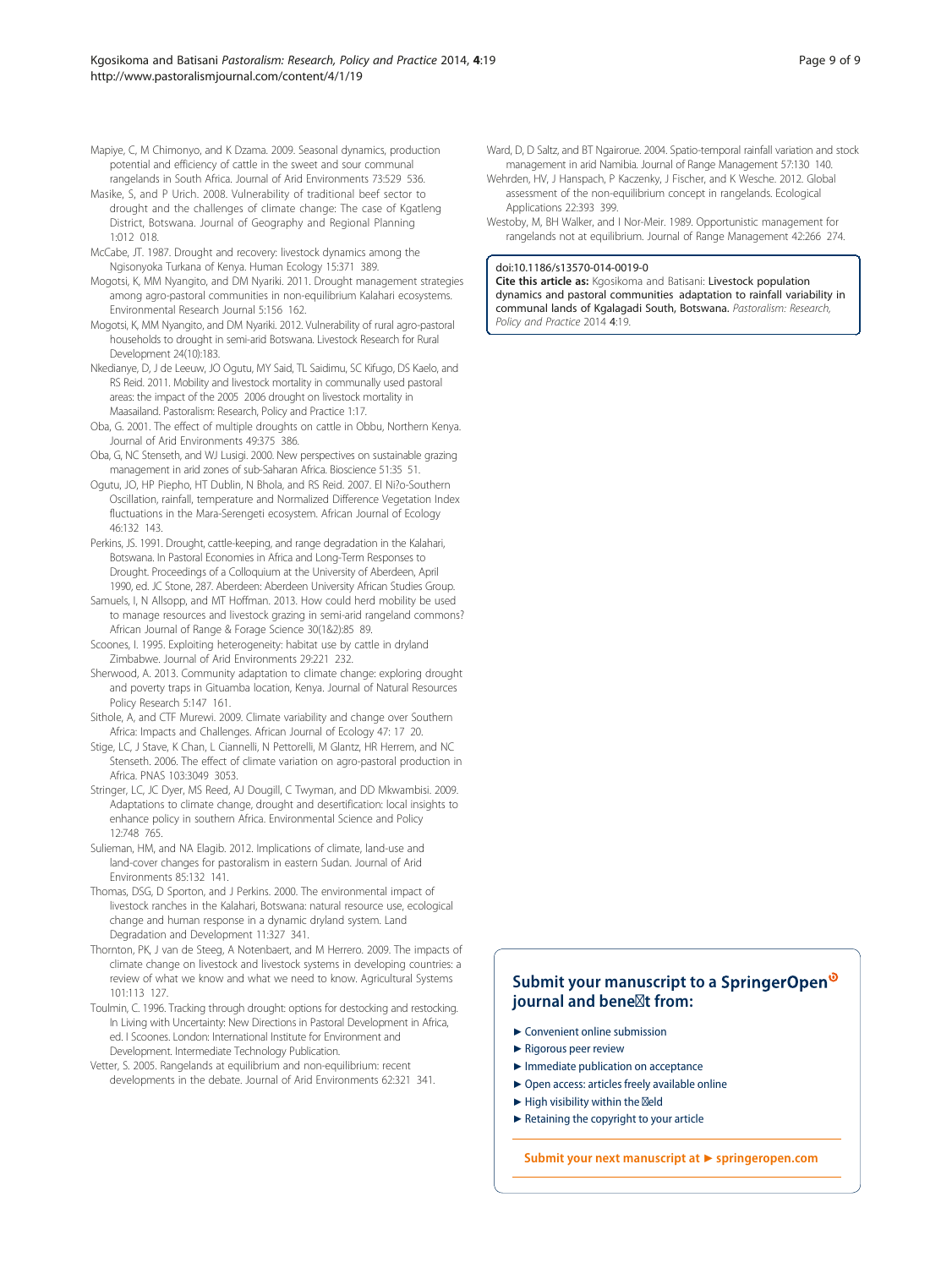Mapiye, C, M Chimonyo, and K Dzama. 2009. Seasonal dynamics, production potential and efficiency of cattle in the sweet and sour communal rangelands in South Africa. Journal of Arid Environments 73:529 536.

Masike, S, and P Urich. 2008. Vulnerability of traditional beef sector to drought and the challenges of climate change: The case of Kgatleng District, Botswana. Journal of Geography and Regional Planning 1:012 018.

McCabe, JT. 1987. Drought and recovery: livestock dynamics among the Ngisonyoka Turkana of Kenya. Human Ecology 15:371 389.

Mogotsi, K, MM Nyangito, and DM Nyariki. 2011. Drought management strategies among agro-pastoral communities in non-equilibrium Kalahari ecosystems. Environmental Research Journal 5:156 162.

Mogotsi, K, MM Nyangito, and DM Nyariki. 2012. Vulnerability of rural agro-pastoral households to drought in semi-arid Botswana. Livestock Research for Rural Development 24(10):183.

Nkedianye, D, J de Leeuw, JO Ogutu, MY Said, TL Saidimu, SC Kifugo, DS Kaelo, and RS Reid. 2011. Mobility and livestock mortality in communally used pastoral areas: the impact of the 2005 2006 drought on livestock mortality in Maasailand. Pastoralism: Research, Policy and Practice 1:17.

Oba, G. 2001. The effect of multiple droughts on cattle in Obbu, Northern Kenya. Journal of Arid Environments 49:375 386.

Oba, G, NC Stenseth, and WJ Lusigi. 2000. New perspectives on sustainable grazing management in arid zones of sub-Saharan Africa. Bioscience 51:35 51.

Ogutu, JO, HP Piepho, HT Dublin, N Bhola, and RS Reid. 2007. El Ni?o-Southern Oscillation, rainfall, temperature and Normalized Difference Vegetation Index fluctuations in the Mara-Serengeti ecosystem. African Journal of Ecology 46:132 143.

Perkins, JS. 1991. Drought, cattle-keeping, and range degradation in the Kalahari, Botswana. In Pastoral Economies in Africa and Long-Term Responses to Drought. Proceedings of a Colloquium at the University of Aberdeen, April 1990, ed. JC Stone, 287. Aberdeen: Aberdeen University African Studies Group.

Samuels, I, N Allsopp, and MT Hoffman. 2013. How could herd mobility be used to manage resources and livestock grazing in semi-arid rangeland commons? African Journal of Range & Forage Science 30(1&2):85 89.

Scoones, I. 1995. Exploiting heterogeneity: habitat use by cattle in dryland Zimbabwe. Journal of Arid Environments 29:221 232.

Sherwood, A. 2013. Community adaptation to climate change: exploring drought and poverty traps in Gituamba location, Kenya. Journal of Natural Resources Policy Research 5:147 161.

Sithole, A, and CTF Murewi. 2009. Climate variability and change over Southern Africa: Impacts and Challenges. African Journal of Ecology 47: 17 20.

Stige, LC, J Stave, K Chan, L Ciannelli, N Pettorelli, M Glantz, HR Herrem, and NC Stenseth. 2006. The effect of climate variation on agro-pastoral production in Africa. PNAS 103:3049 3053.

Stringer, LC, JC Dyer, MS Reed, AJ Dougill, C Twyman, and DD Mkwambisi. 2009. Adaptations to climate change, drought and desertification: local insights to enhance policy in southern Africa. Environmental Science and Policy 12:748 765.

Sulieman, HM, and NA Elagib. 2012. Implications of climate, land-use and land-cover changes for pastoralism in eastern Sudan. Journal of Arid Environments 85:132 141.

Thomas, DSG, D Sporton, and J Perkins. 2000. The environmental impact of livestock ranches in the Kalahari, Botswana: natural resource use, ecological change and human response in a dynamic dryland system. Land Degradation and Development 11:327 341.

Thornton, PK, J van de Steeg, A Notenbaert, and M Herrero. 2009. The impacts of climate change on livestock and livestock systems in developing countries: a review of what we know and what we need to know. Agricultural Systems 101:113 127.

Toulmin, C. 1996. Tracking through drought: options for destocking and restocking. In Living with Uncertainty: New Directions in Pastoral Development in Africa, ed. I Scoones. London: International Institute for Environment and Development. Intermediate Technology Publication.

Vetter, S. 2005. Rangelands at equilibrium and non-equilibrium: recent developments in the debate. Journal of Arid Environments 62:321 341.

Ward, D, D Saltz, and BT Ngairorue. 2004. Spatio-temporal rainfall variation and stock management in arid Namibia. Journal of Range Management 57:130 140.

Wehrden, HV, J Hanspach, P Kaczenky, J Fischer, and K Wesche. 2012. Global assessment of the non-equilibrium concept in rangelands. Ecological Applications 22:393 399.

Westoby, M, BH Walker, and I Nor-Meir. 1989. Opportunistic management for rangelands not at equilibrium. Journal of Range Management 42:266 274.

doi:10.1186/s13570-014-0019-0

**Cite this article as:** Kgosikoma and Batisani: **Livestock population dynamics and pastoral communities adaptation to rainfall variability in communal lands of Kgalagadi South, Botswana.** *Pastoralism: Research, Policy and Practice* 2014 **4**:19.

**Submit your manuscript to a SpringerOpen journal and benefit from:**

- ► Convenient online submission
- ► Rigorous peer review
- ► Immediate publication on acceptance
- ► Open access: articles freely available online
- ► High visibility within the field
- ► Retaining the copyright to your article

**Submit your next manuscript at ► springeropen.com**